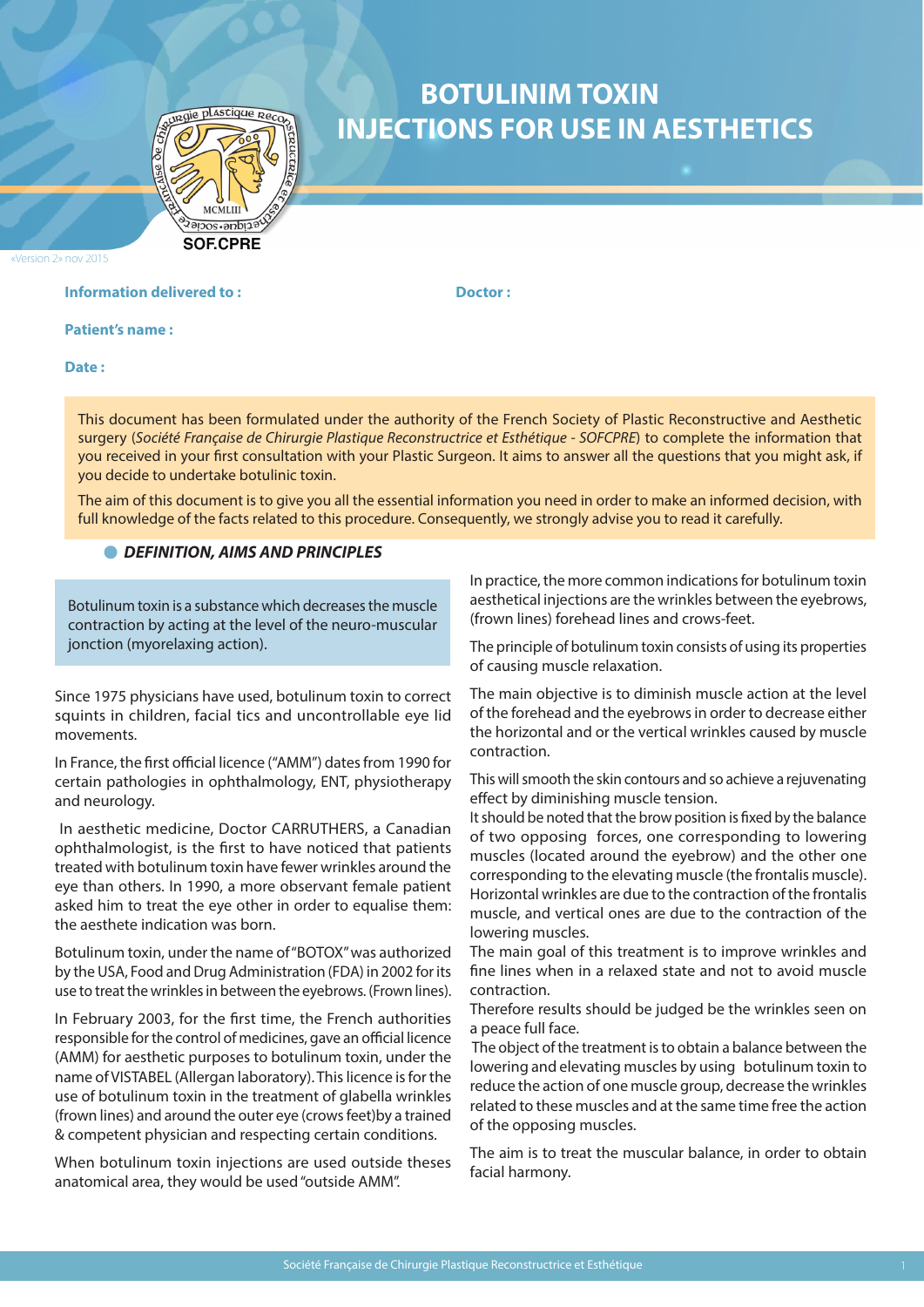# BOTULINIM TOXIN INJECTIONS FOR USE IN AESTHETICS

SOF.CPRE

«Version 2» nov 2015

**Information delivered to :**

**Doctor :**

**Patient's name :**

**Date :**

This document has been formulated under the authority of the French Society of Plastic Reconstructive and Aesthetic surgery (*Société Française de Chirurgie Plastique Reconstructrice et Esthétique - SOFCPRE*) to complete the information that you received in your first consultation with your Plastic Surgeon. It aims to answer all the questions that you might ask, if you decide to undertake botulinic toxin.

The aim of this document is to give you all the essential information you need in order to make an informed decision, with full knowledge of the facts related to this procedure. Consequently, we strongly advise you to read it carefully.

## DEFINITION, AIMS AND PRINCIPLES

Botulinum toxin is a substance which decreases the muscle contraction by acting at the level of the neuro-muscular jonction (myorelaxing action).

Since 1975 physicians have used, botulinum toxin to correct squints in children, facial tics and uncontrollable eye lid movements.

In France, the first official licence ("AMM") dates from 1990 for certain pathologies in ophthalmology, ENT, physiotherapy and neurology.

In aesthetic medicine, Doctor CARRUTHERS, a Canadian ophthalmologist, is the first to have noticed that patients treated with botulinum toxin have fewer wrinkles around the eye than others. In 1990, a more observant female patient asked him to treat the eye other in order to equalise them: the aesthete indication was born.

Botulinum toxin, under the name of "BOTOX" was authorized by the USA, Food and Drug Administration (FDA) in 2002 for its use to treat the wrinkles in between the eyebrows. (Frown lines).

In February 2003, for the first time, the French authorities responsible for the control of medicines, gave an official licence (AMM) for aesthetic purposes to botulinum toxin, under the name of VISTABEL (Allergan laboratory). This licence is for the use of botulinum toxin in the treatment of glabella wrinkles (frown lines) and around the outer eye (crows feet)by a trained & competent physician and respecting certain conditions.

When botulinum toxin injections are used outside theses anatomical area, they would be used "outside AMM".

In practice, the more common indications for botulinum toxin aesthetical injections are the wrinkles between the eyebrows, (frown lines) forehead lines and crows-feet.

The principle of botulinum toxin consists of using its properties of causing muscle relaxation.

The main objective is to diminish muscle action at the level of the forehead and the eyebrows in order to decrease either the horizontal and or the vertical wrinkles caused by muscle contraction.

This will smooth the skin contours and so achieve a rejuvenating effect by diminishing muscle tension.

It should be noted that the brow position is fixed by the balance of two opposing forces, one corresponding to lowering muscles (located around the eyebrow) and the other one corresponding to the elevating muscle (the frontalis muscle). Horizontal wrinkles are due to the contraction of the frontalis muscle, and vertical ones are due to the contraction of the lowering muscles.

The main goal of this treatment is to improve wrinkles and fine lines when in a relaxed state and not to avoid muscle contraction.

Therefore results should be judged be the wrinkles seen on a peace full face.

The object of the treatment is to obtain a balance between the lowering and elevating muscles by using botulinum toxin to reduce the action of one muscle group, decrease the wrinkles related to these muscles and at the same time free the action of the opposing muscles.

The aim is to treat the muscular balance, in order to obtain facial harmony.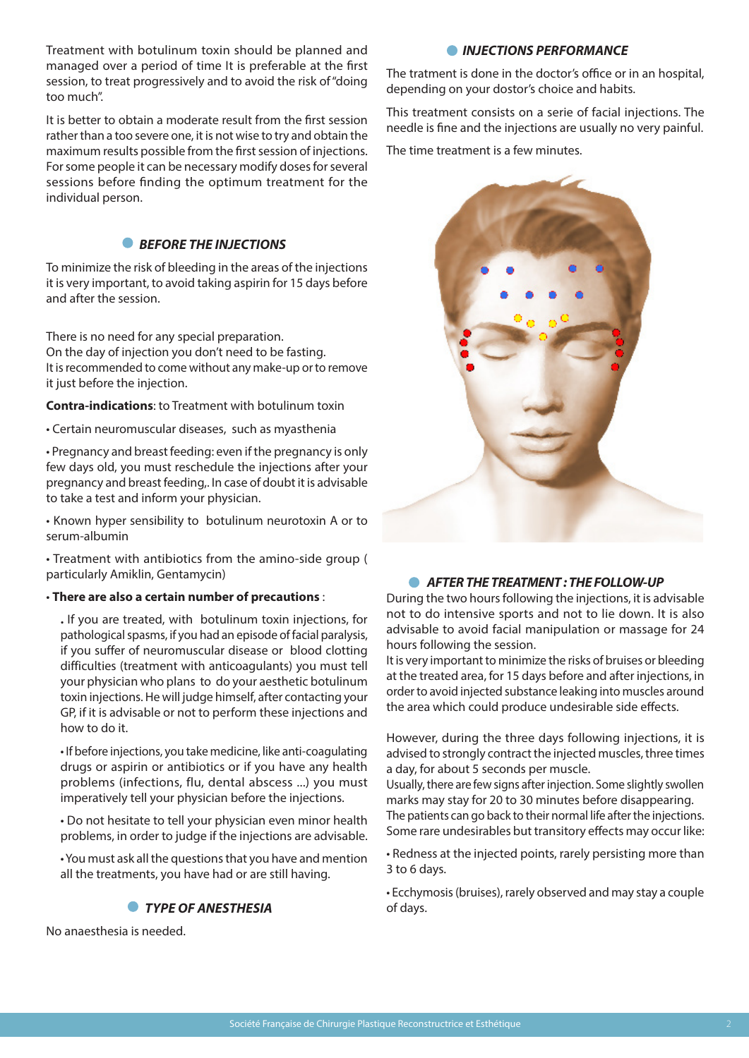Treatment with botulinum toxin should be planned and managed over a period of time It is preferable at the first session, to treat progressively and to avoid the risk of "doing too much".

It is better to obtain a moderate result from the first session rather than a too severe one, it is not wise to try and obtain the maximum results possible from the first session of injections. For some people it can be necessary modify doses for several sessions before finding the optimum treatment for the individual person.

## BEFORE THE INJECTIONS

To minimize the risk of bleeding in the areas of the injections it is very important, to avoid taking aspirin for 15 days before and after the session.

There is no need for any special preparation.
On the day of injection you don't need to be fasting.
It is recommended to come without any make-up or to remove it just before the injection.

**Contra-indications**: to Treatment with botulinum toxin

- Certain neuromuscular diseases, such as myasthenia
- Pregnancy and breast feeding: even if the pregnancy is only few days old, you must reschedule the injections after your pregnancy and breast feeding,. In case of doubt it is advisable to take a test and inform your physician.
- Known hyper sensibility to botulinum neurotoxin A or to serum-albumin
- Treatment with antibiotics from the amino-side group ( particularly Amiklin, Gentamycin)

- **There are also a certain number of precautions** :
  - If you are treated, with botulinum toxin injections, for pathological spasms, if you had an episode of facial paralysis, if you suffer of neuromuscular disease or blood clotting difficulties (treatment with anticoagulants) you must tell your physician who plans to do your aesthetic botulinum toxin injections. He will judge himself, after contacting your GP, if it is advisable or not to perform these injections and how to do it.
  - If before injections, you take medicine, like anti-coagulating drugs or aspirin or antibiotics or if you have any health problems (infections, flu, dental abscess ...) you must imperatively tell your physician before the injections.
  - Do not hesitate to tell your physician even minor health problems, in order to judge if the injections are advisable.
  - You must ask all the questions that you have and mention all the treatments, you have had or are still having.

## TYPE OF ANESTHESIA

No anaesthesia is needed.

## INJECTIONS PERFORMANCE

The tratment is done in the doctor's office or in an hospital, depending on your dostor's choice and habits.

This treatment consists on a serie of facial injections. The needle is fine and the injections are usually no very painful.

The time treatment is a few minutes.

## AFTER THE TREATMENT : THE FOLLOW-UP

During the two hours following the injections, it is advisable not to do intensive sports and not to lie down. It is also advisable to avoid facial manipulation or massage for 24 hours following the session.
It is very important to minimize the risks of bruises or bleeding at the treated area, for 15 days before and after injections, in order to avoid injected substance leaking into muscles around the area which could produce undesirable side effects.

However, during the three days following injections, it is advised to strongly contract the injected muscles, three times a day, for about 5 seconds per muscle.
Usually, there are few signs after injection. Some slightly swollen marks may stay for 20 to 30 minutes before disappearing.
The patients can go back to their normal life after the injections.
Some rare undesirables but transitory effects may occur like:

- Redness at the injected points, rarely persisting more than 3 to 6 days.
- Ecchymosis (bruises), rarely observed and may stay a couple of days.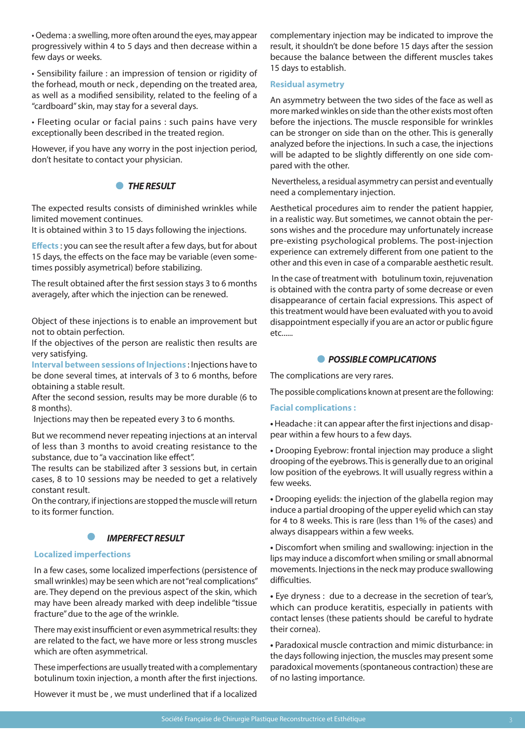• Oedema : a swelling, more often around the eyes, may appear progressively within 4 to 5 days and then decrease within a few days or weeks.

• Sensibility failure : an impression of tension or rigidity of the forhead, mouth or neck , depending on the treated area, as well as a modified sensibility, related to the feeling of a "cardboard" skin, may stay for a several days.

• Fleeting ocular or facial pains : such pains have very exceptionally been described in the treated region.

However, if you have any worry in the post injection period, don't hesitate to contact your physician.

## THE RESULT

The expected results consists of diminished wrinkles while limited movement continues.
It is obtained within 3 to 15 days following the injections.

**Effects** : you can see the result after a few days, but for about 15 days, the effects on the face may be variable (even sometimes possibly asymetrical) before stabilizing.

The result obtained after the first session stays 3 to 6 months averagely, after which the injection can be renewed.

Object of these injections is to enable an improvement but not to obtain perfection.
If the objectives of the person are realistic then results are very satisfying.
**Interval between sessions of Injections** : Injections have to be done several times, at intervals of 3 to 6 months, before obtaining a stable result.
After the second session, results may be more durable (6 to 8 months).
Injections may then be repeated every 3 to 6 months.

But we recommend never repeating injections at an interval of less than 3 months to avoid creating resistance to the substance, due to "a vaccination like effect".
The results can be stabilized after 3 sessions but, in certain cases, 8 to 10 sessions may be needed to get a relatively constant result.
On the contrary, if injections are stopped the muscle will return to its former function.

## IMPERFECT RESULT

### Localized imperfections

In a few cases, some localized imperfections (persistence of small wrinkles) may be seen which are not "real complications" are. They depend on the previous aspect of the skin, which may have been already marked with deep indelible "tissue fracture" due to the age of the wrinkle.

There may exist insufficient or even asymmetrical results: they are related to the fact, we have more or less strong muscles which are often asymmetrical.

These imperfections are usually treated with a complementary botulinum toxin injection, a month after the first injections.

However it must be , we must underlined that if a localized complementary injection may be indicated to improve the result, it shouldn't be done before 15 days after the session because the balance between the different muscles takes 15 days to establish.

### Residual asymetry

An asymmetry between the two sides of the face as well as more marked winkles on side than the other exists most often before the injections. The muscle responsible for wrinkles can be stronger on side than on the other. This is generally analyzed before the injections. In such a case, the injections will be adapted to be slightly differently on one side compared with the other.

Nevertheless, a residual asymmetry can persist and eventually need a complementary injection.

Aesthetical procedures aim to render the patient happier, in a realistic way. But sometimes, we cannot obtain the persons wishes and the procedure may unfortunately increase pre-existing psychological problems. The post-injection experience can extremely different from one patient to the other and this even in case of a comparable aesthetic result.

In the case of treatment with botulinum toxin, rejuvenation is obtained with the contra party of some decrease or even disappearance of certain facial expressions. This aspect of this treatment would have been evaluated with you to avoid disappointment especially if you are an actor or public figure etc......

## POSSIBLE COMPLICATIONS

The complications are very rares.

The possible complications known at present are the following:

### Facial complications :

• Headache : it can appear after the first injections and disappear within a few hours to a few days.

• Drooping Eyebrow: frontal injection may produce a slight drooping of the eyebrows. This is generally due to an original low position of the eyebrows. It will usually regress within a few weeks.

• Drooping eyelids: the injection of the glabella region may induce a partial drooping of the upper eyelid which can stay for 4 to 8 weeks. This is rare (less than 1% of the cases) and always disappears within a few weeks.

• Discomfort when smiling and swallowing: injection in the lips may induce a discomfort when smiling or small abnormal movements. Injections in the neck may produce swallowing difficulties.

• Eye dryness : due to a decrease in the secretion of tear's, which can produce keratitis, especially in patients with contact lenses (these patients should be careful to hydrate their cornea).

• Paradoxical muscle contraction and mimic disturbance: in the days following injection, the muscles may present some paradoxical movements (spontaneous contraction) these are of no lasting importance.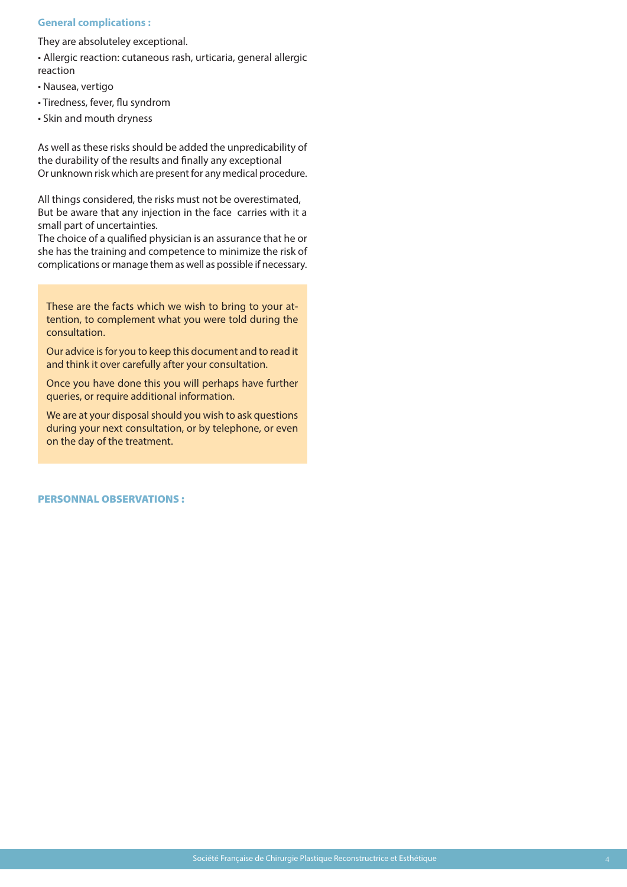### General complications :

They are absoluteley exceptional.

- Allergic reaction: cutaneous rash, urticaria, general allergic reaction
- Nausea, vertigo
- Tiredness, fever, flu syndrom
- Skin and mouth dryness

As well as these risks should be added the unpredicability of the durability of the results and finally any exceptional Or unknown risk which are present for any medical procedure.

All things considered, the risks must not be overestimated, But be aware that any injection in the face carries with it a small part of uncertainties.
The choice of a qualified physician is an assurance that he or she has the training and competence to minimize the risk of complications or manage them as well as possible if necessary.

> These are the facts which we wish to bring to your attention, to complement what you were told during the consultation.
>
> Our advice is for you to keep this document and to read it and think it over carefully after your consultation.
>
> Once you have done this you will perhaps have further queries, or require additional information.
>
> We are at your disposal should you wish to ask questions during your next consultation, or by telephone, or even on the day of the treatment.

### PERSONNAL OBSERVATIONS :

Société Française de Chirurgie Plastique Reconstructrice et Esthétique